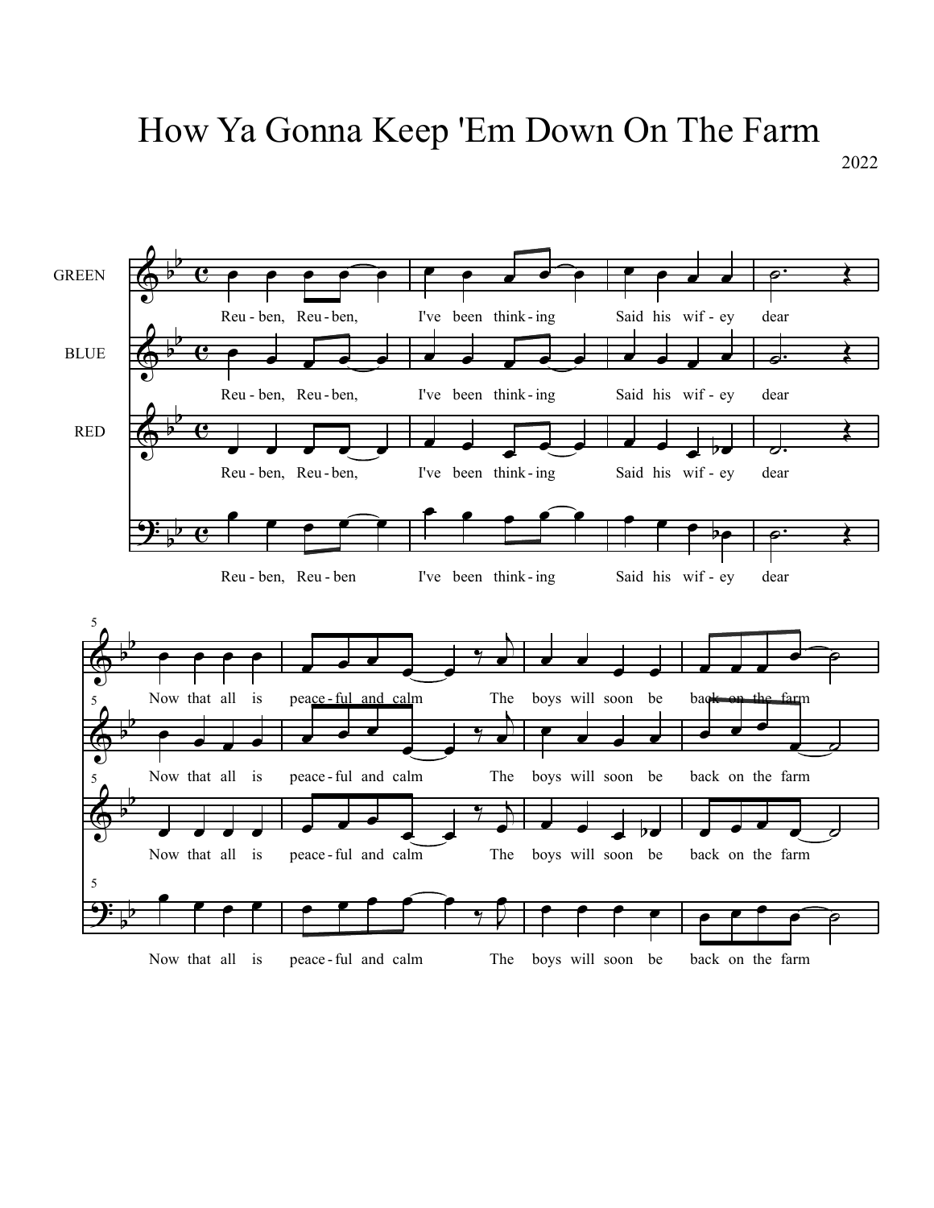# How Ya Gonna Keep 'Em Down On The Farm

2022

GREEN

BLUE

RED

Reu - ben, Reu - ben, I've been think - ing Said his wif - ey dear

Reu - ben, Reu - ben, I've been think - ing Said his wif - ey dear

Reu - ben, Reu - ben, I've been think - ing Said his wif - ey dear

Reu - ben, Reu - ben I've been think - ing Said his wif - ey dear

Now that all is peace - ful and calm The boys will soon be back on the farm

Now that all is peace - ful and calm The boys will soon be back on the farm

Now that all is peace - ful and calm The boys will soon be back on the farm

Now that all is peace - ful and calm The boys will soon be back on the farm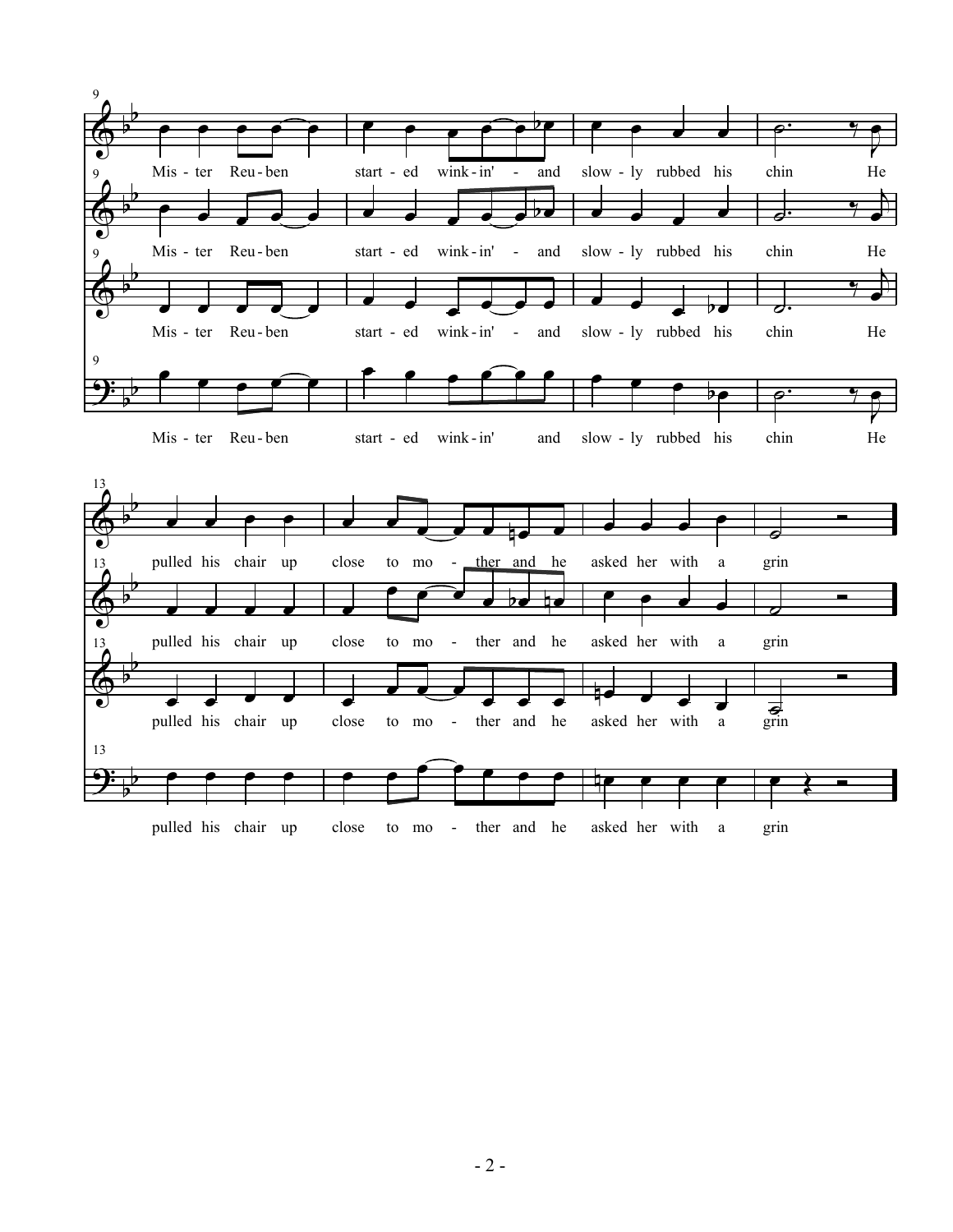9

Mis - ter Reu - ben start - ed wink - in' - and slow - ly rubbed his chin He

Mis - ter Reu - ben start - ed wink - in' - and slow - ly rubbed his chin He

Mis - ter Reu - ben start - ed wink - in' - and slow - ly rubbed his chin He

Mis - ter Reu - ben start - ed wink - in' and slow - ly rubbed his chin He

13

pulled his chair up close to mo - ther and he asked her with a grin

pulled his chair up close to mo - ther and he asked her with a grin

pulled his chair up close to mo - ther and he asked her with a grin

pulled his chair up close to mo - ther and he asked her with a grin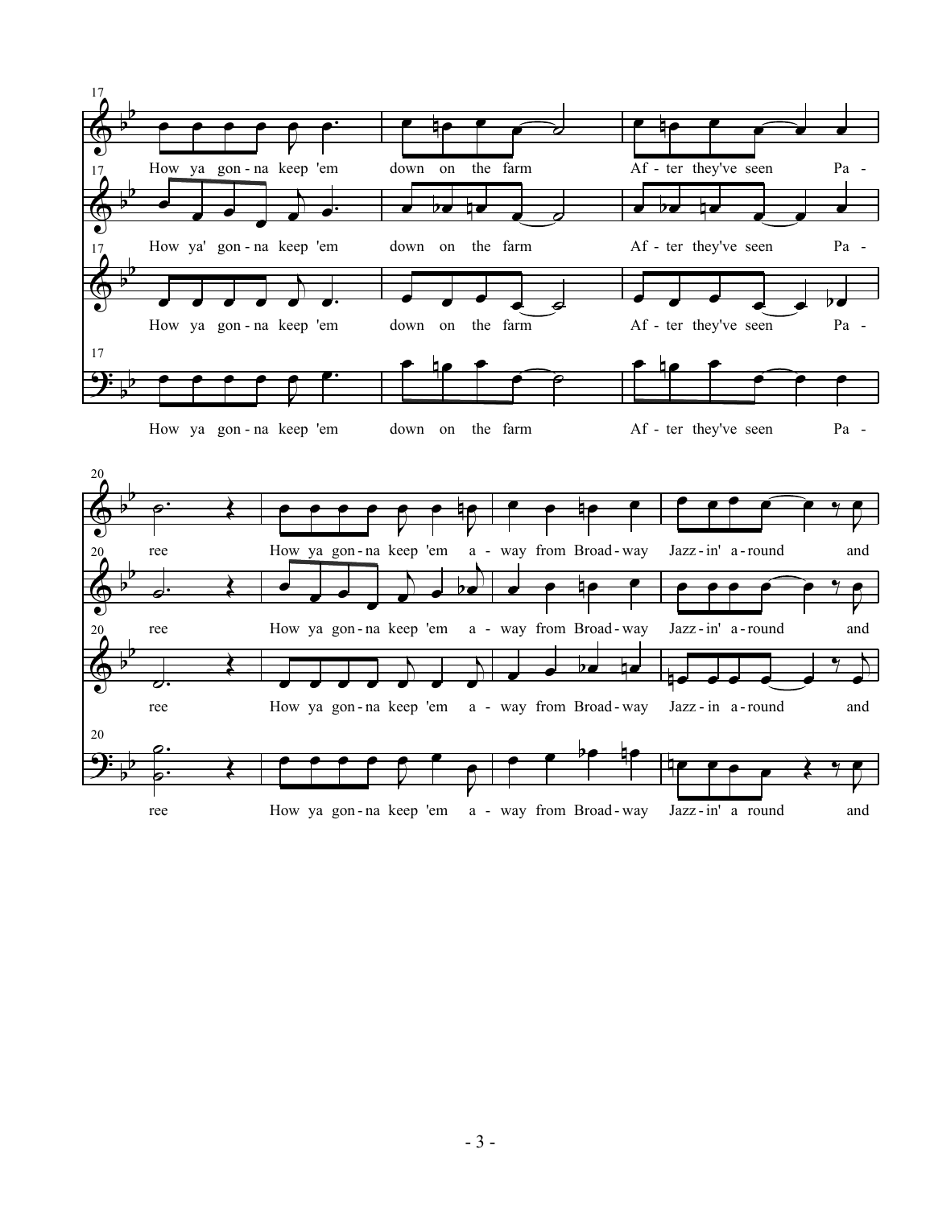How ya gon-na keep 'em down on the farm After they've seen Pa-ree

How ya gon-na keep 'em a-way from Broad-way Jazz-in' a-round and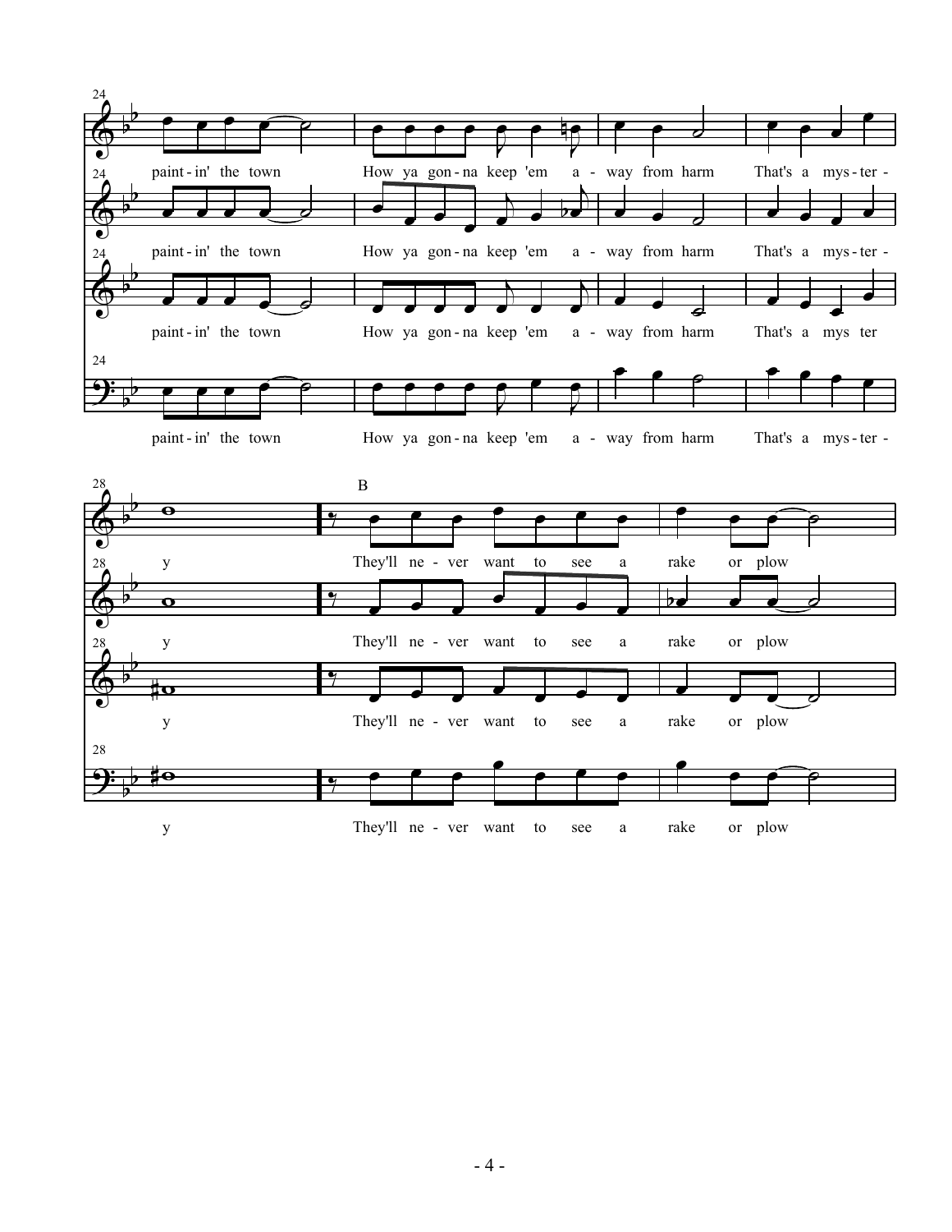24

paint - in' the town How ya gon - na keep 'em a - way from harm That's a mys - ter -

28

y

B

They'll ne - ver want to see a rake or plow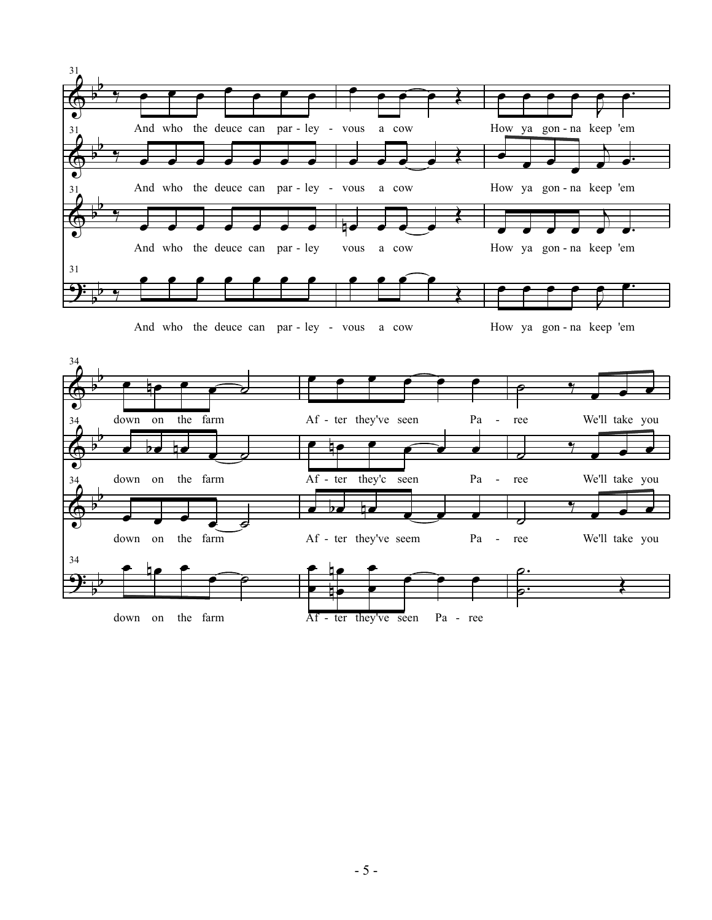31

And who the deuce can par - ley - vous a cow How ya gon - na keep 'em

And who the deuce can par - ley - vous a cow How ya gon - na keep 'em

And who the deuce can par - ley vous a cow How ya gon - na keep 'em

And who the deuce can par - ley - vous a cow How ya gon - na keep 'em

34

down on the farm Af - ter they've seen Pa - ree We'll take you

down on the farm Af - ter they'c seen Pa - ree We'll take you

down on the farm Af - ter they've seem Pa - ree We'll take you

down on the farm Af - ter they've seen Pa - ree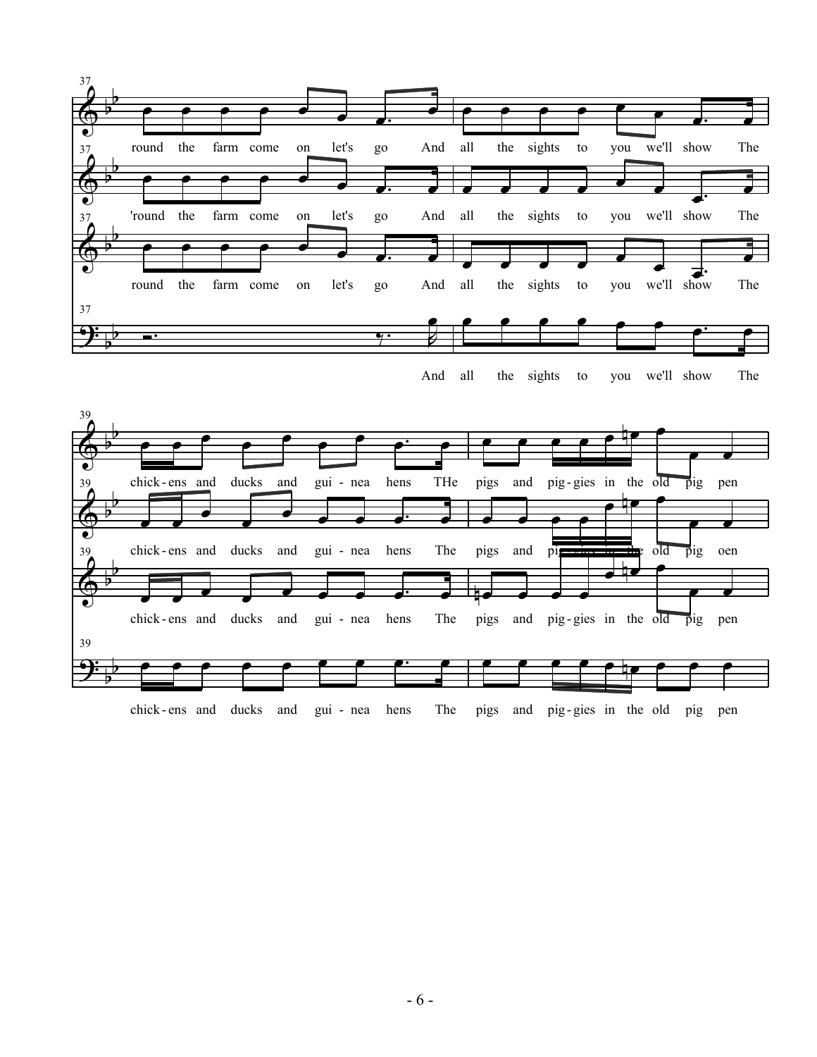37

round the farm come on let's go And all the sights to you we'll show The

37

'round the farm come on let's go And all the sights to you we'll show The

37

round the farm come on let's go And all the sights to you we'll show The

37

And all the sights to you we'll show The

39

chick - ens and ducks and gui - nea hens THe pigs and pig - gies in the old pig pen

39

chick - ens and ducks and gui - nea hens The pigs and pig - gies in the old pig oen

39

chick - ens and ducks and gui - nea hens The pigs and pig - gies in the old pig pen

39

chick - ens and ducks and gui - nea hens The pigs and pig - gies in the old pig pen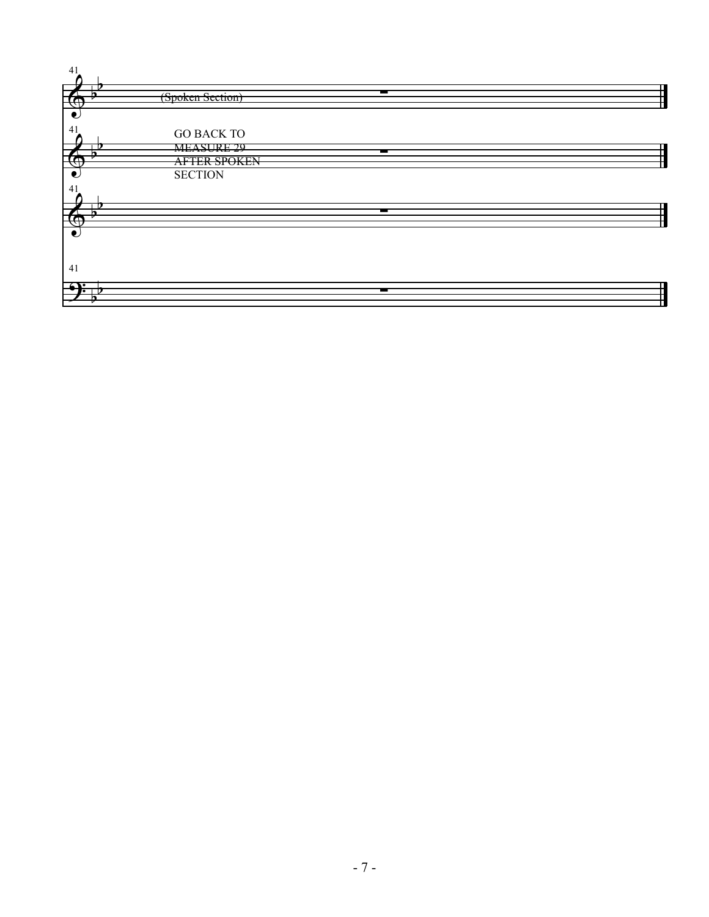41

(Spoken Section)

41

GO BACK TO
MEASURE 29
AFTER SPOKEN
SECTION

41

41